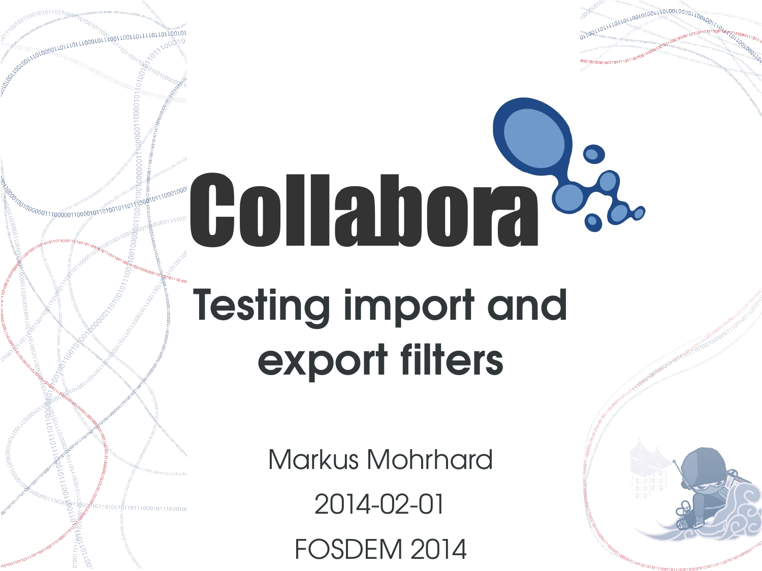# Collabora

## Testing import and export filters

Markus Mohrhard

2014-02-01

FOSDEM 2014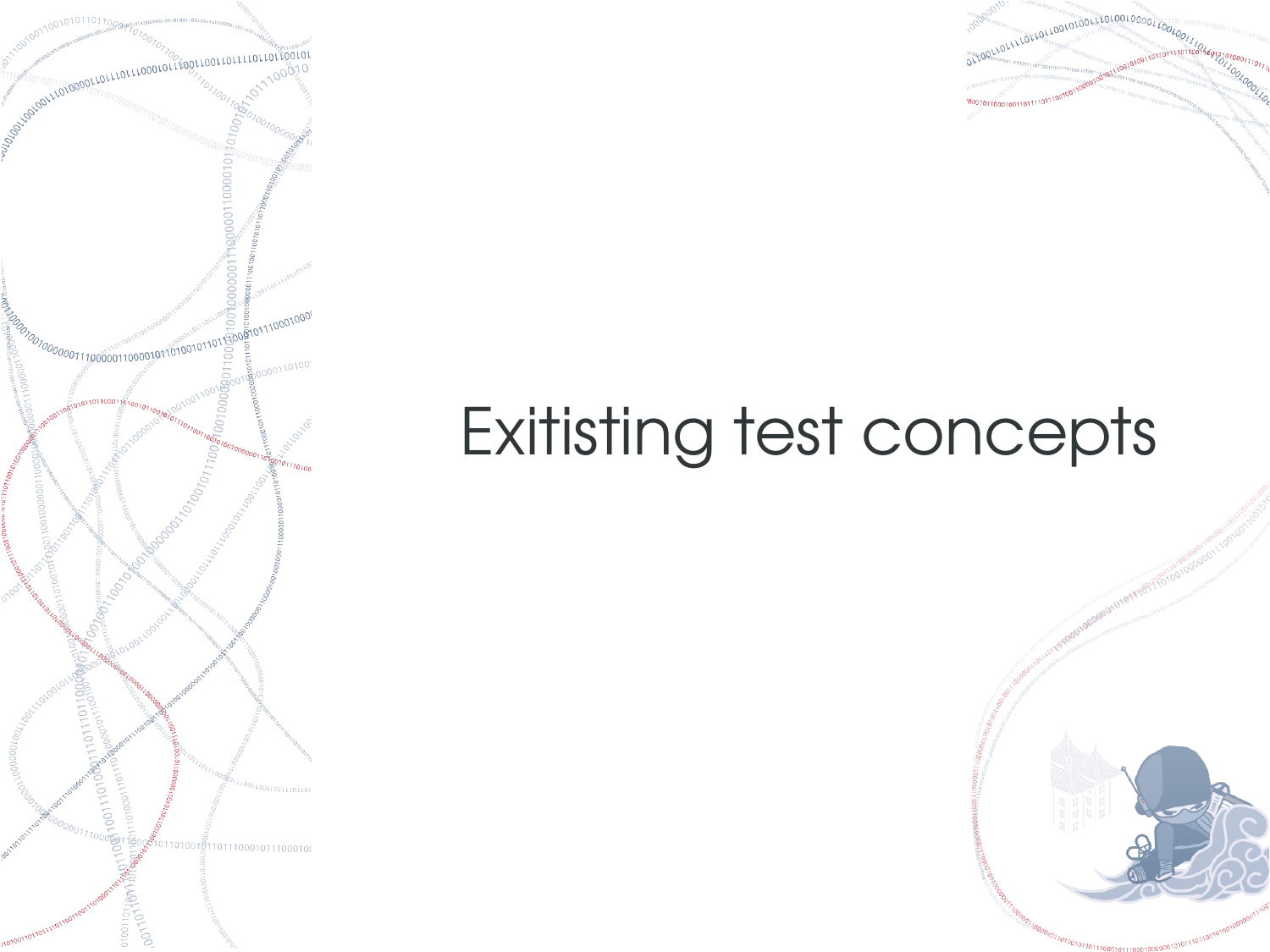# Exitisting test concepts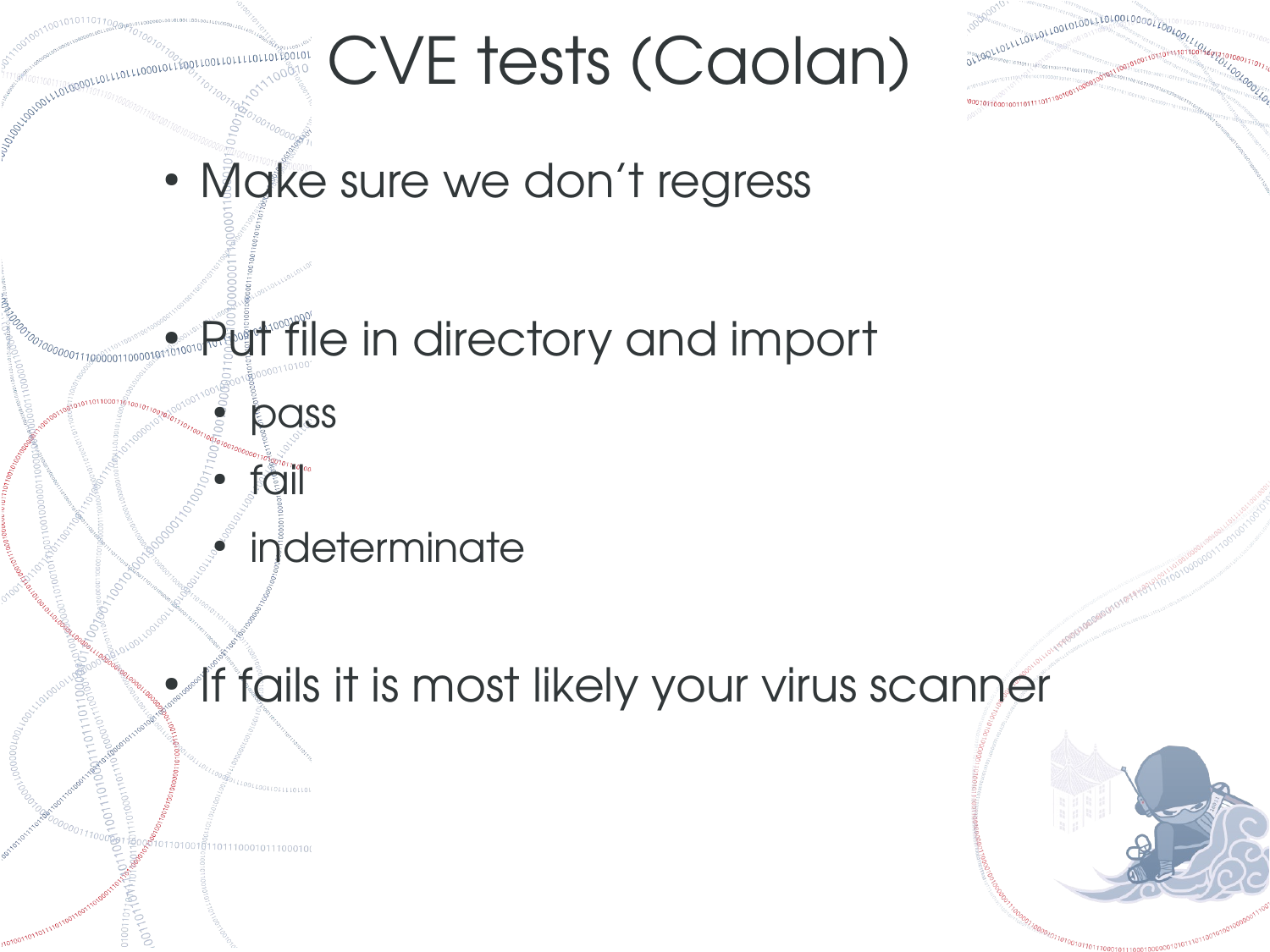# CVE tests (Caolan)

- Make sure we don't regress
- Put file in directory and import
  - pass
  - fail
  - indeterminate
- If fails it is most likely your virus scanner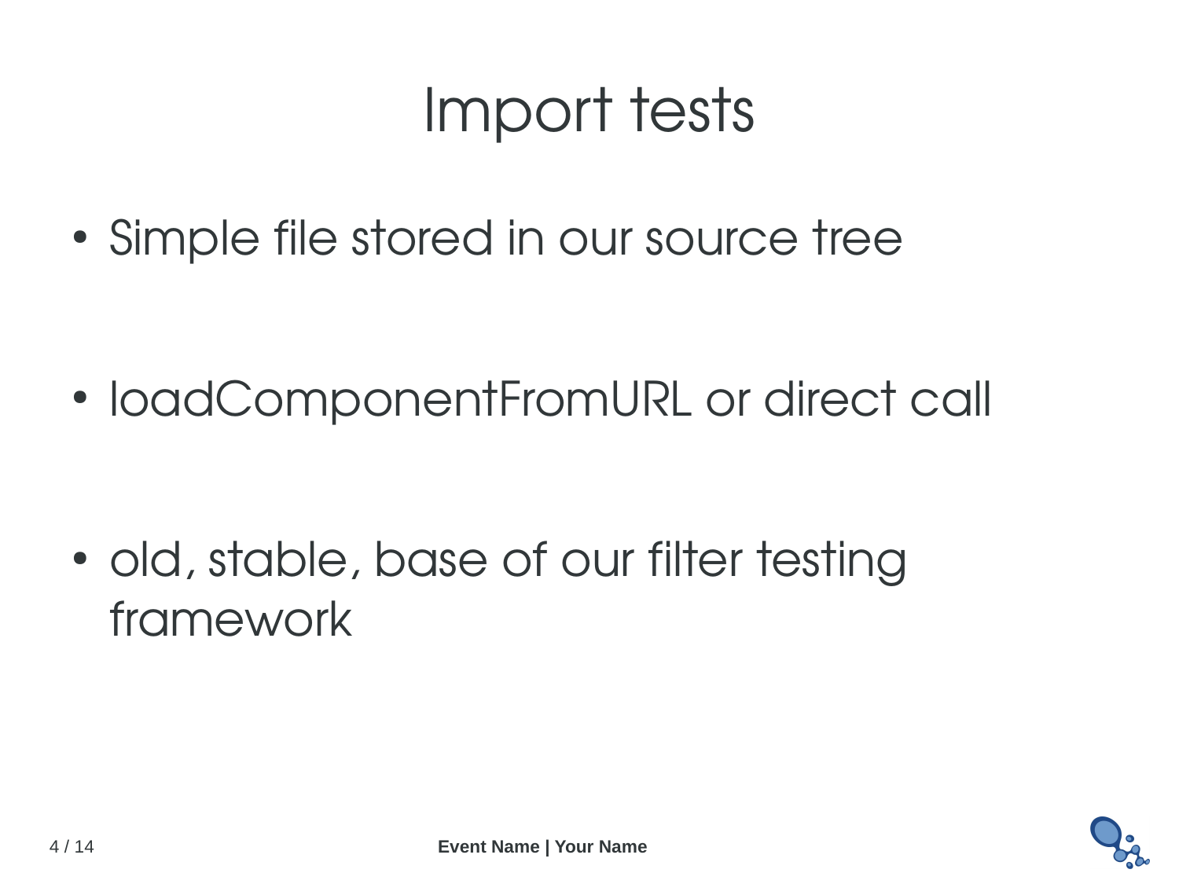# Import tests

- Simple file stored in our source tree
- loadComponentFromURL or direct call
- old, stable, base of our filter testing framework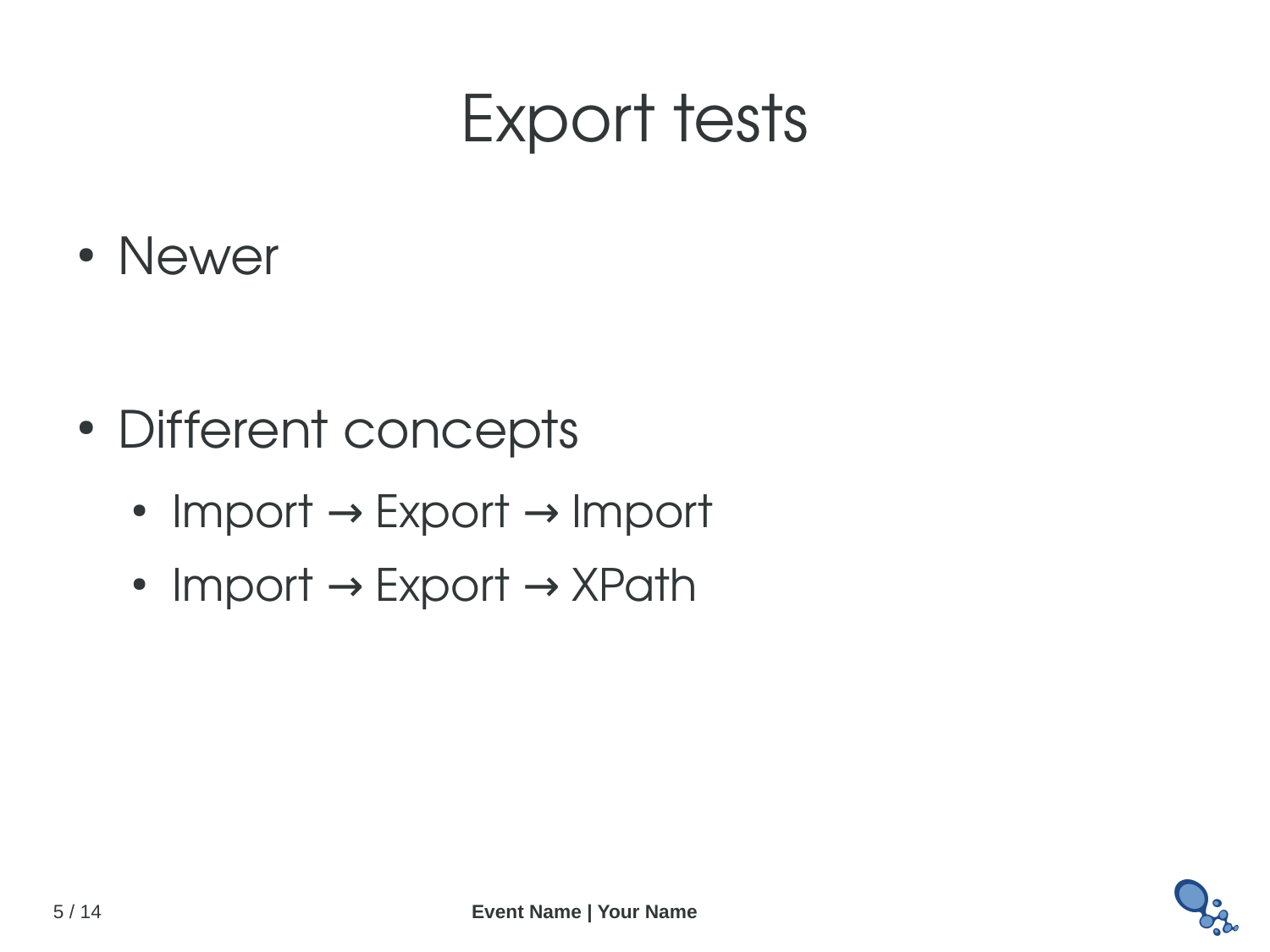# Export tests

- Newer

- Different concepts
  - Import → Export → Import
  - Import → Export → XPath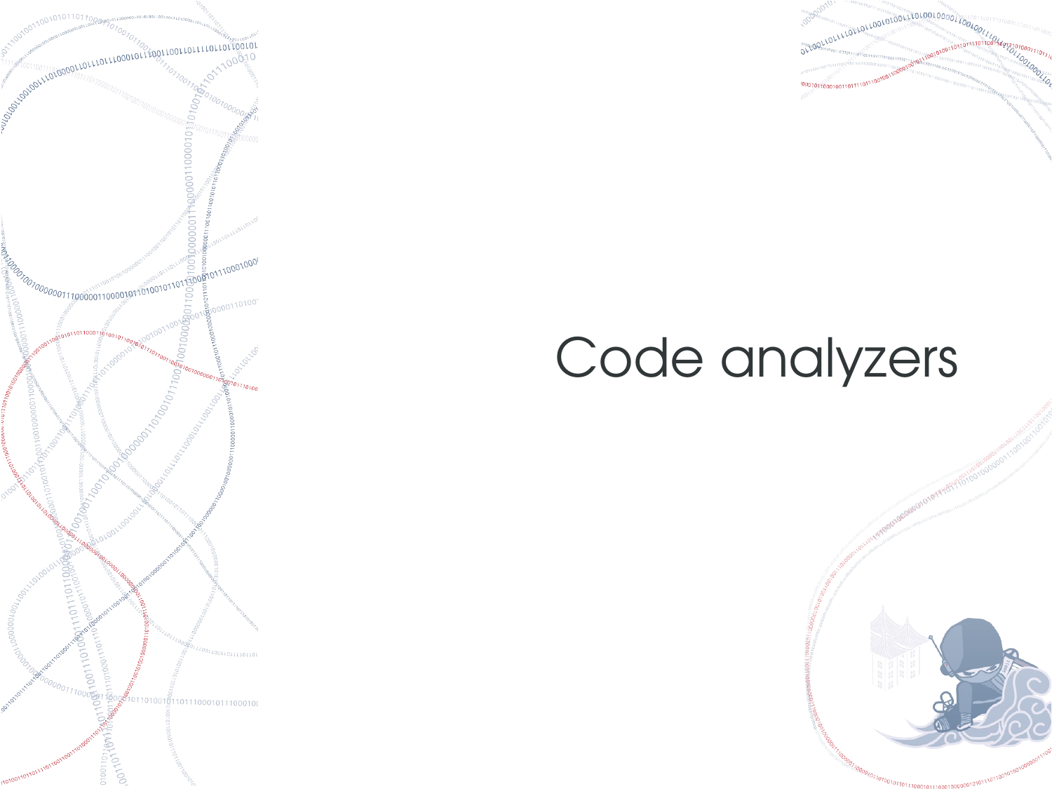# Code analyzers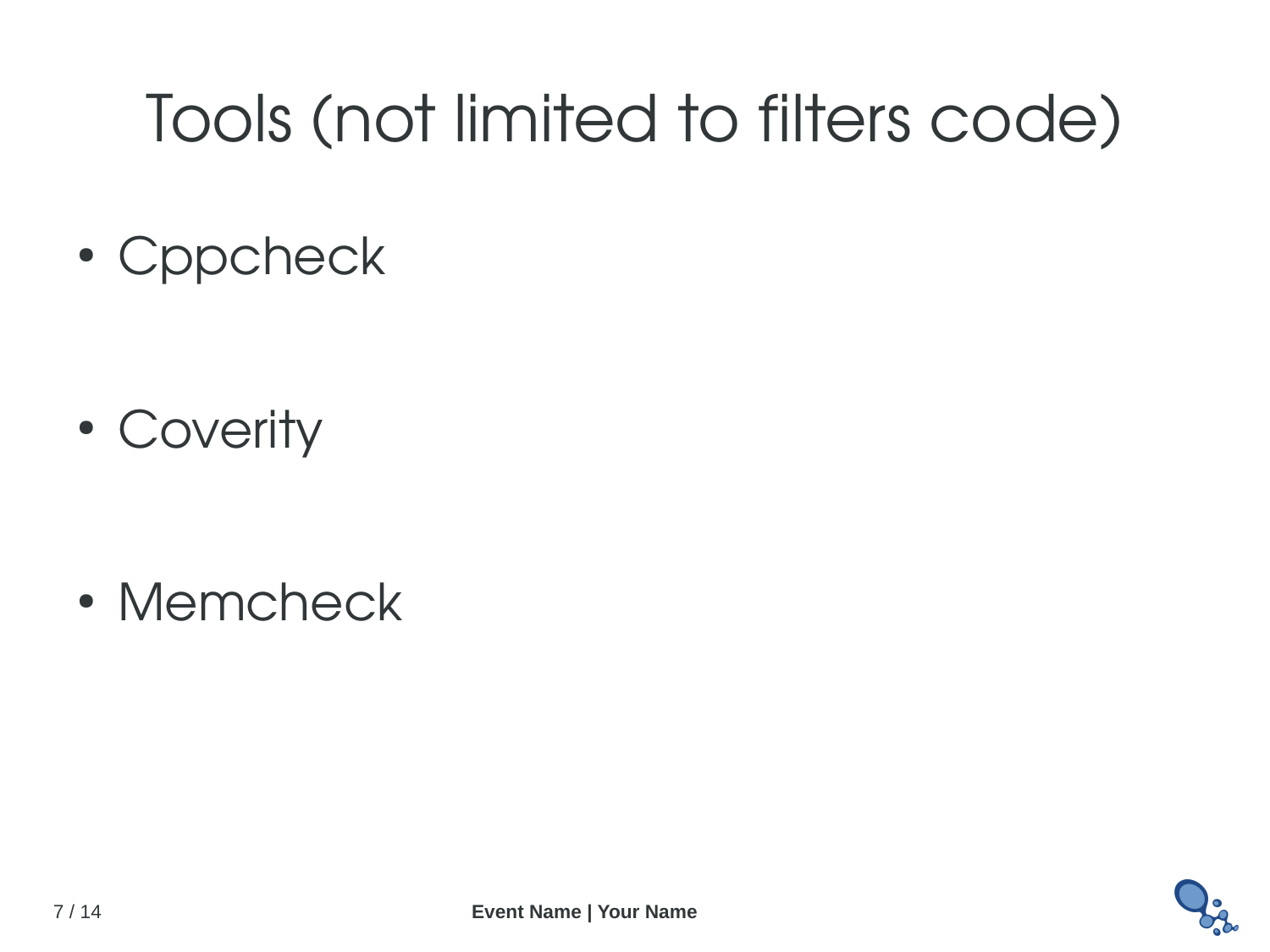# Tools (not limited to filters code)

- Cppcheck
- Coverity
- Memcheck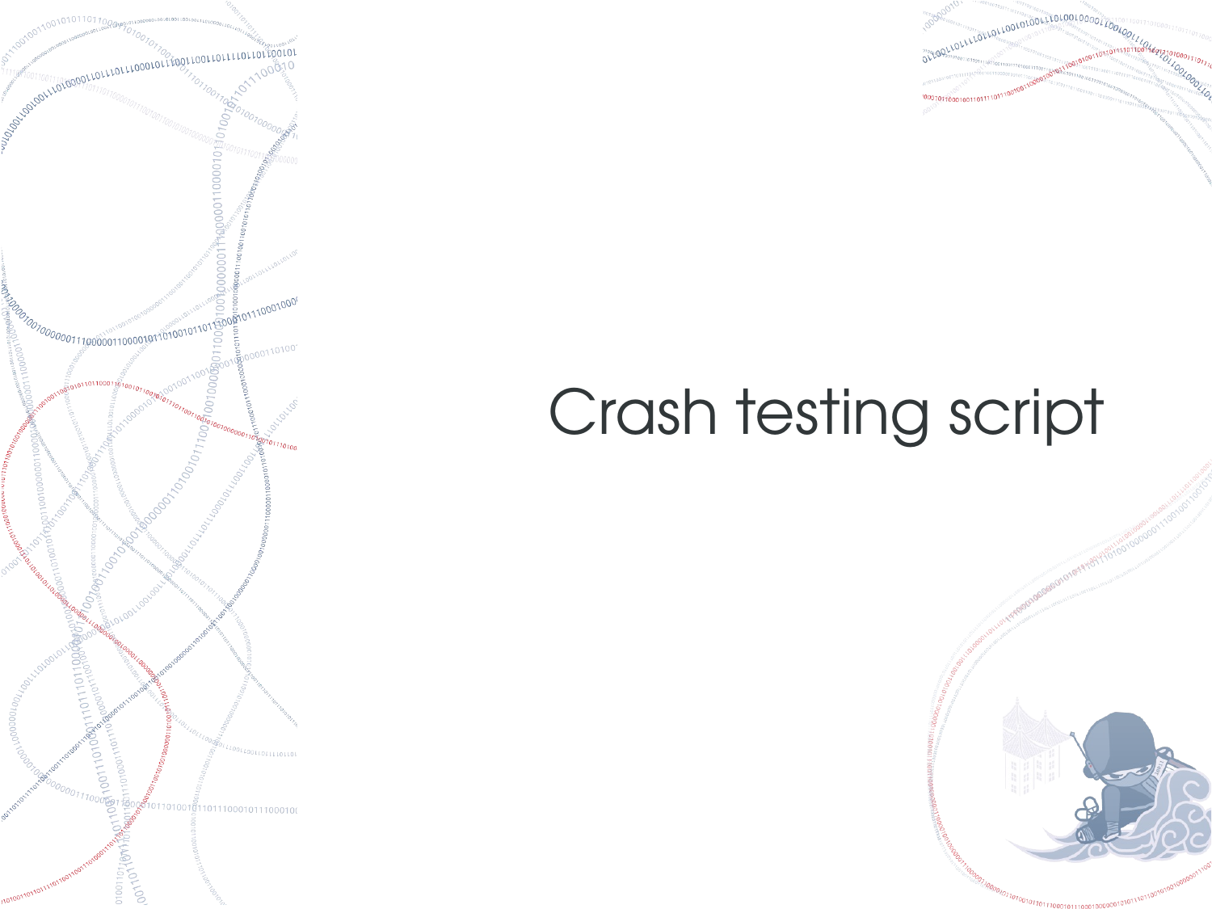# Crash testing script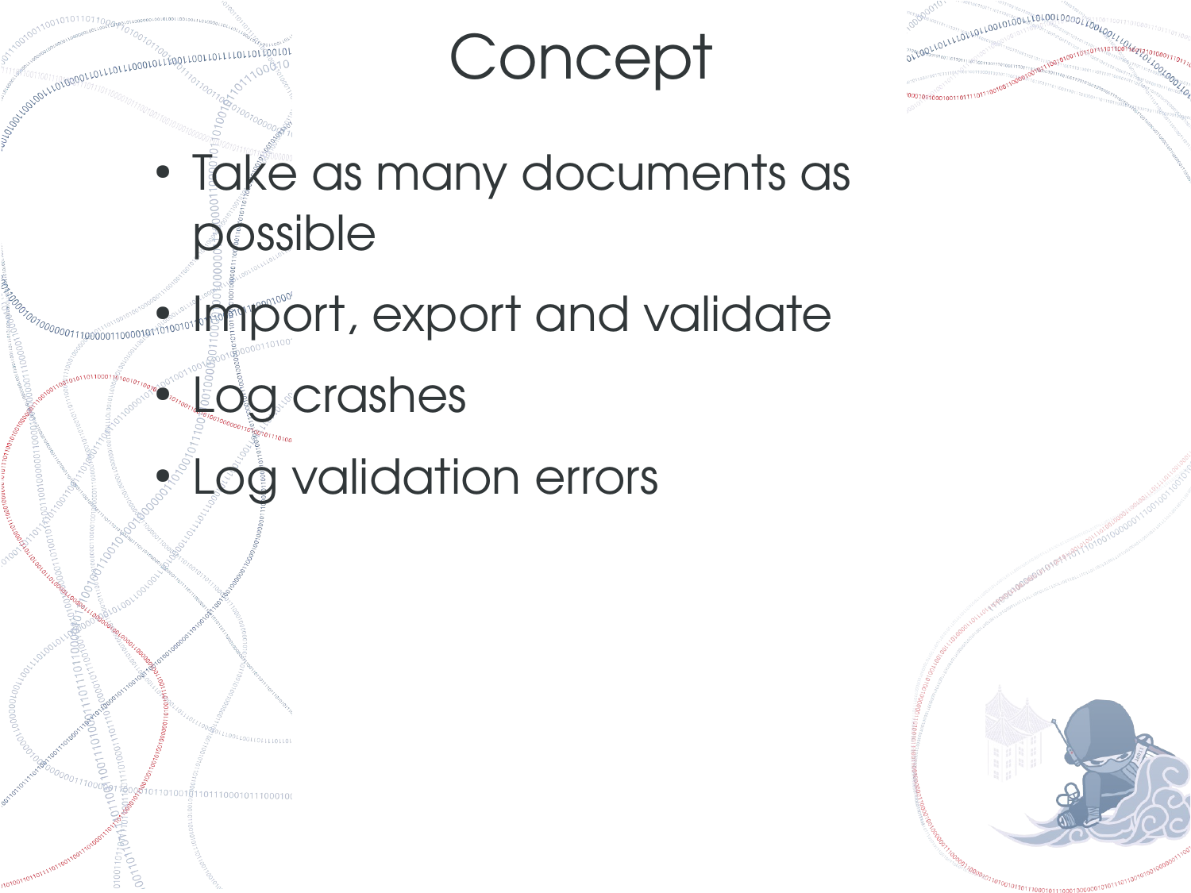# Concept

- Take as many documents as possible
- Import, export and validate
- Log crashes
- Log validation errors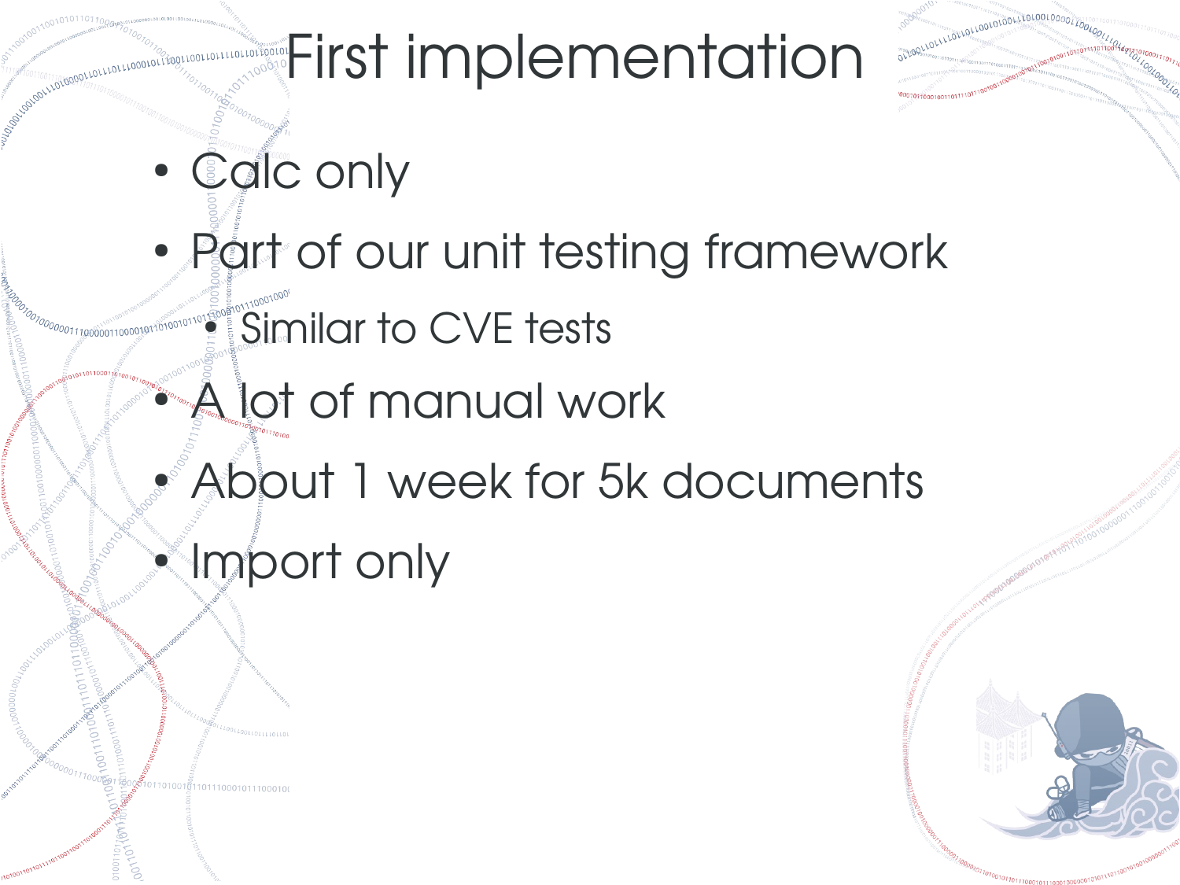# First implementation

- Calc only
- Part of our unit testing framework
  - Similar to CVE tests
- A lot of manual work
- About 1 week for 5k documents
- Import only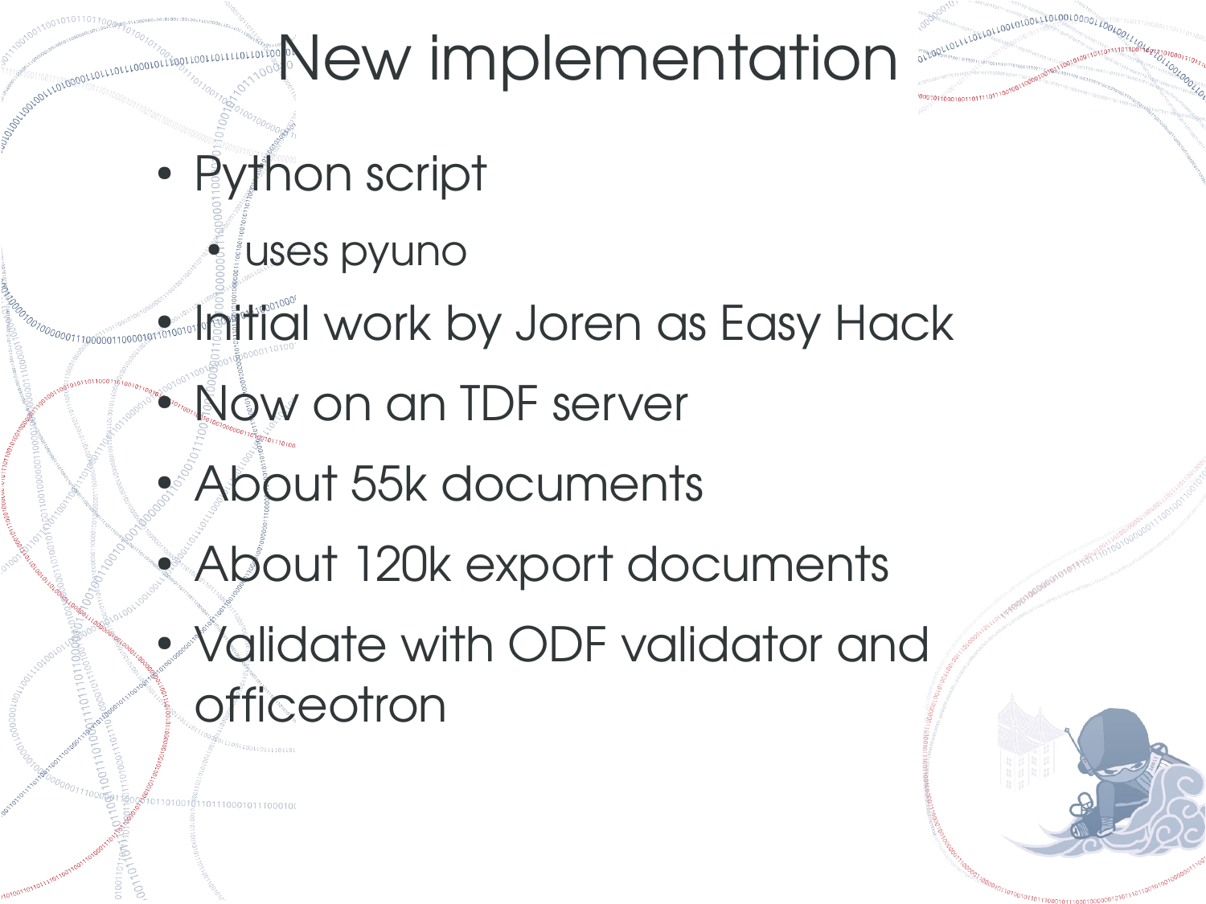# New implementation

- Python script
  - uses pyuno
- Initial work by Joren as Easy Hack
- Now on an TDF server
- About 55k documents
- About 120k export documents
- Validate with ODF validator and officeotron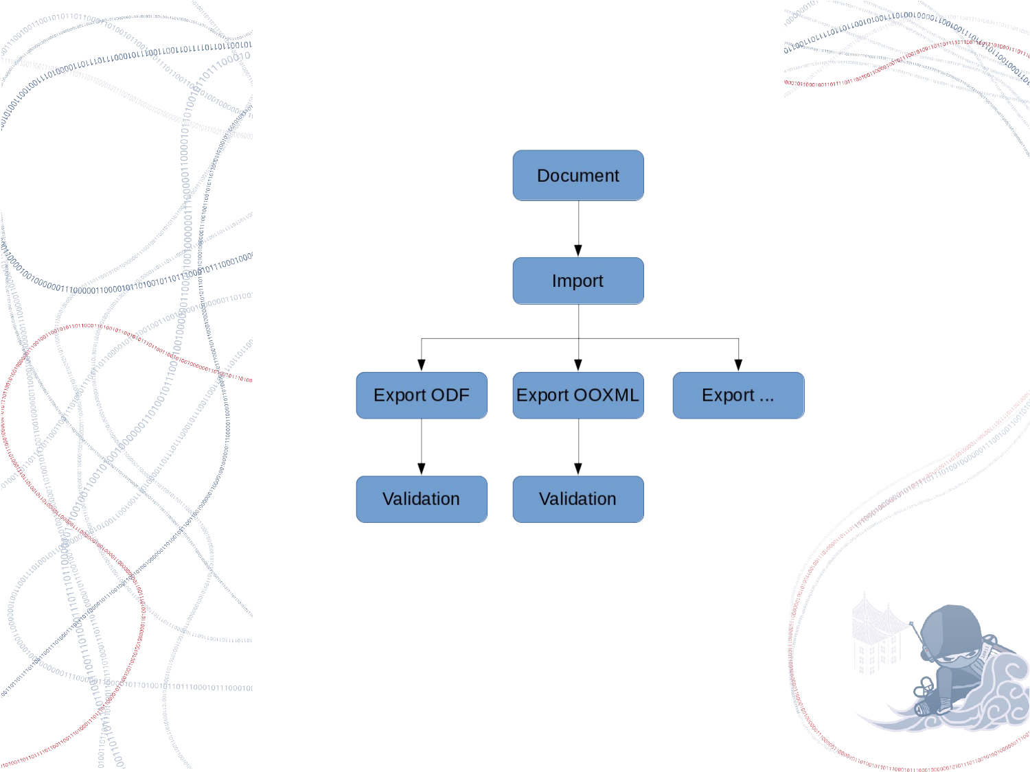Document

Import

Export ODF

Export OOXML

Export ...

Validation

Validation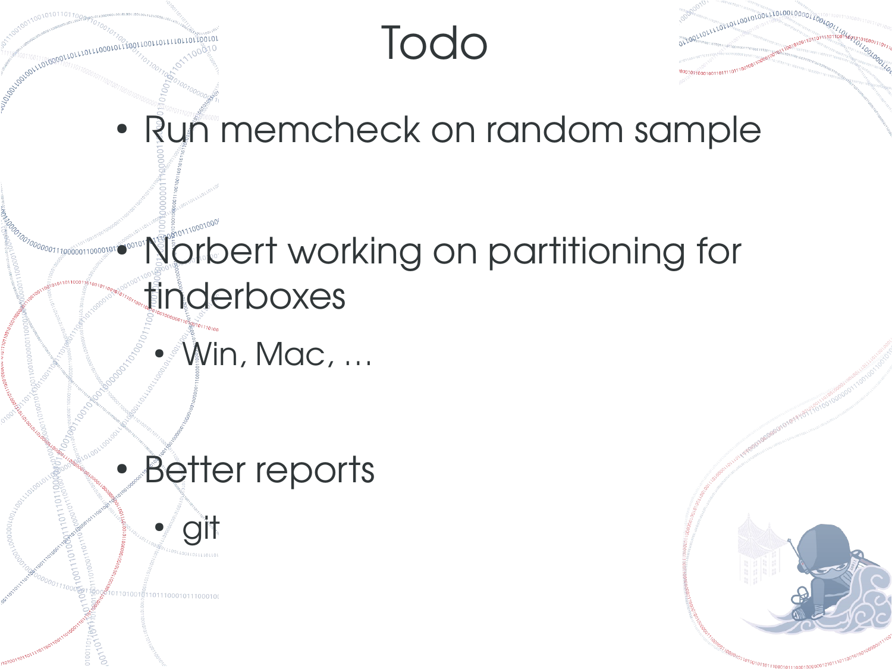# Todo

- Run memcheck on random sample
- Norbert working on partitioning for tinderboxes
  - Win, Mac, …
- Better reports
  - git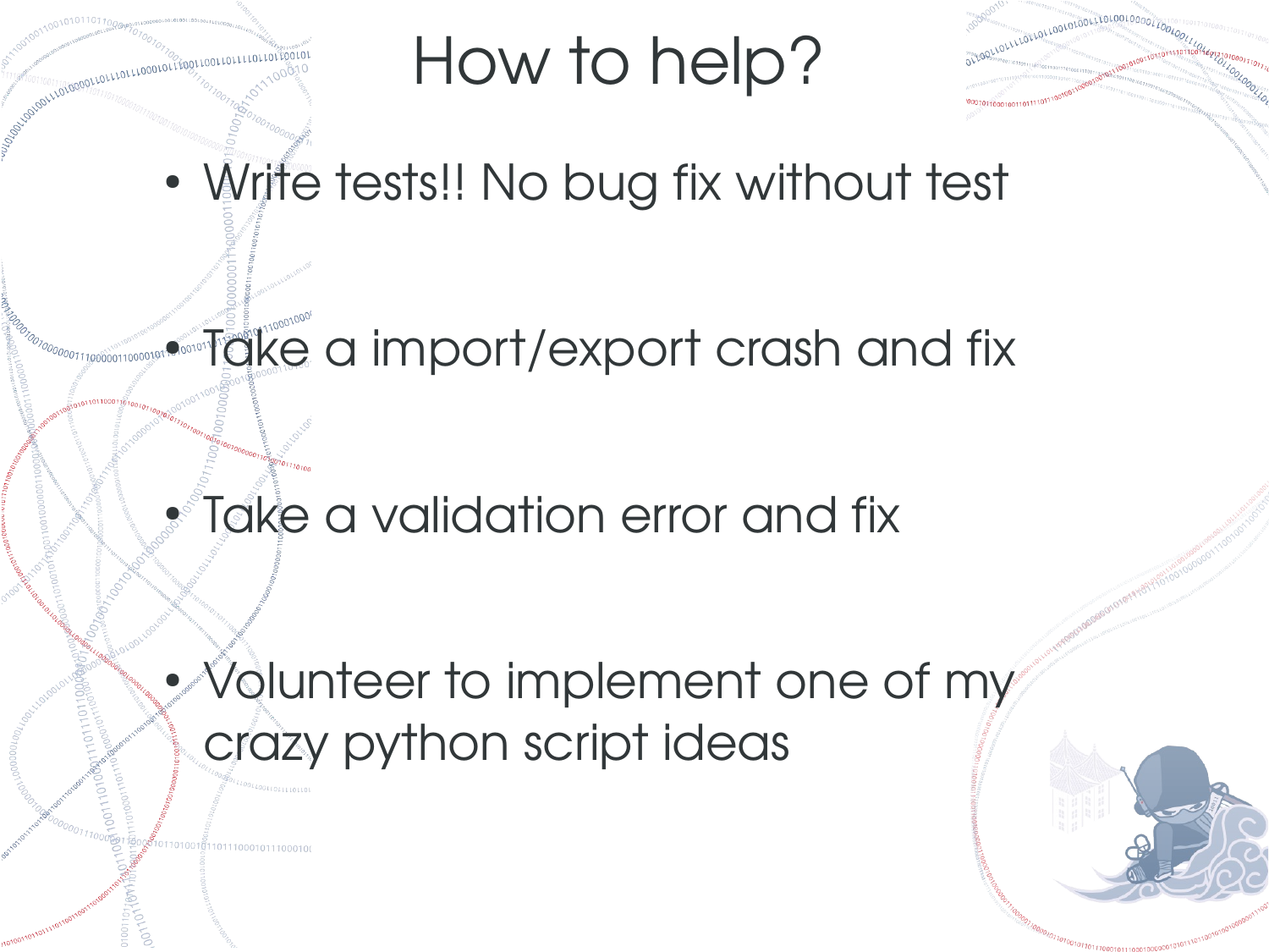# How to help?

- Write tests!! No bug fix without test
- Take a import/export crash and fix
- Take a validation error and fix
- Volunteer to implement one of my crazy python script ideas